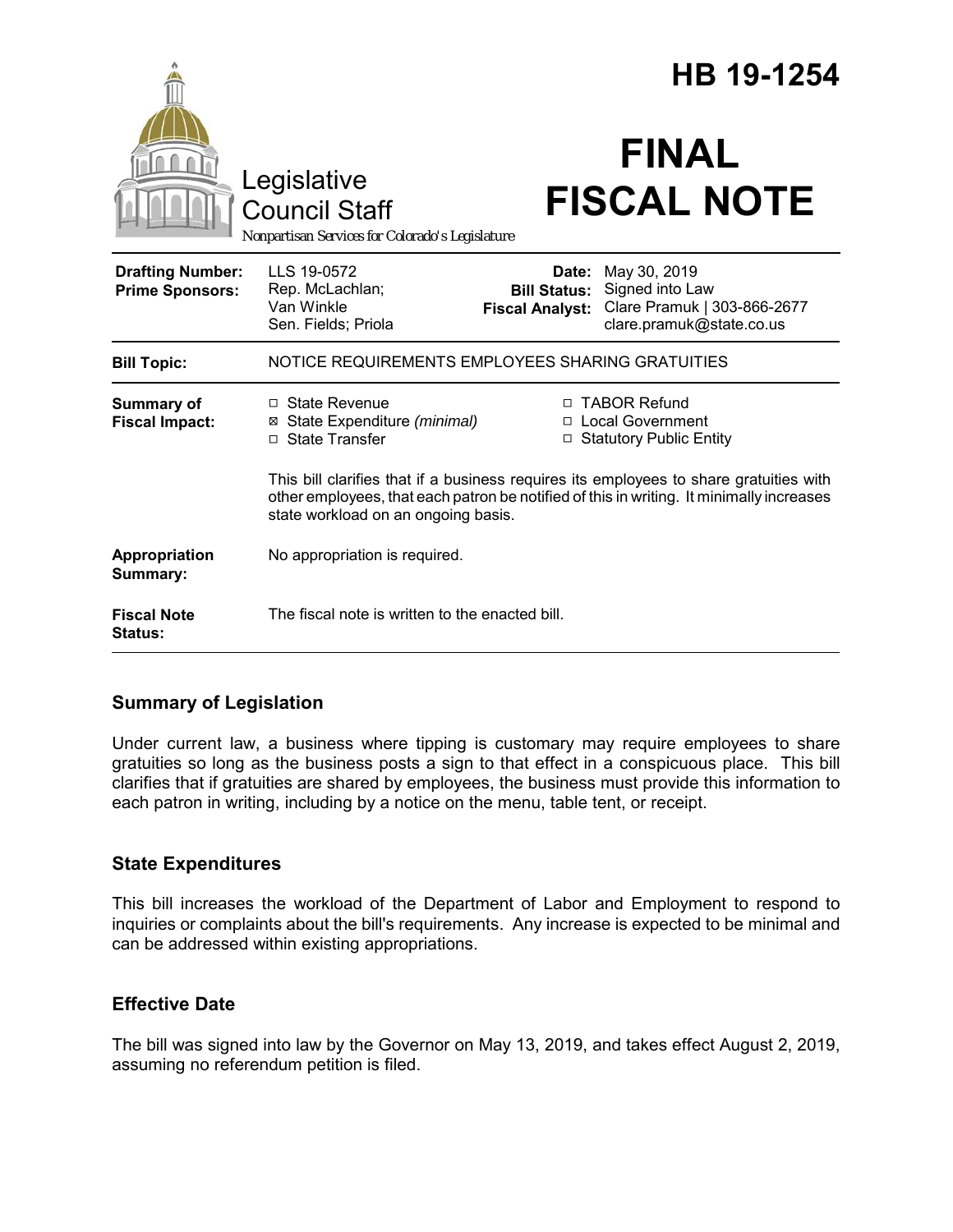# HB 19-1254

Legislative Council Staff

*Nonpartisan Services for Colorado's Legislature*

# FINAL FISCAL NOTE

| | | | |
|---|---|---|---|
| **Drafting Number:** | LLS 19-0572 | **Date:** | May 30, 2019 |
| **Prime Sponsors:** | Rep. McLachlan; Van Winkle<br>Sen. Fields; Priola | **Bill Status:** | Signed into Law |
| | | **Fiscal Analyst:** | Clare Pramuk \| 303-866-2677<br>clare.pramuk@state.co.us |

| | |
|---|---|
| **Bill Topic:** | NOTICE REQUIREMENTS EMPLOYEES SHARING GRATUITIES |
| **Summary of Fiscal Impact:** | ☐ State Revenue<br>☒ State Expenditure *(minimal)*<br>☐ State Transfer<br>☐ TABOR Refund<br>☐ Local Government<br>☐ Statutory Public Entity<br><br>This bill clarifies that if a business requires its employees to share gratuities with other employees, that each patron be notified of this in writing. It minimally increases state workload on an ongoing basis. |
| **Appropriation Summary:** | No appropriation is required. |
| **Fiscal Note Status:** | The fiscal note is written to the enacted bill. |

## Summary of Legislation

Under current law, a business where tipping is customary may require employees to share gratuities so long as the business posts a sign to that effect in a conspicuous place. This bill clarifies that if gratuities are shared by employees, the business must provide this information to each patron in writing, including by a notice on the menu, table tent, or receipt.

## State Expenditures

This bill increases the workload of the Department of Labor and Employment to respond to inquiries or complaints about the bill's requirements. Any increase is expected to be minimal and can be addressed within existing appropriations.

## Effective Date

The bill was signed into law by the Governor on May 13, 2019, and takes effect August 2, 2019, assuming no referendum petition is filed.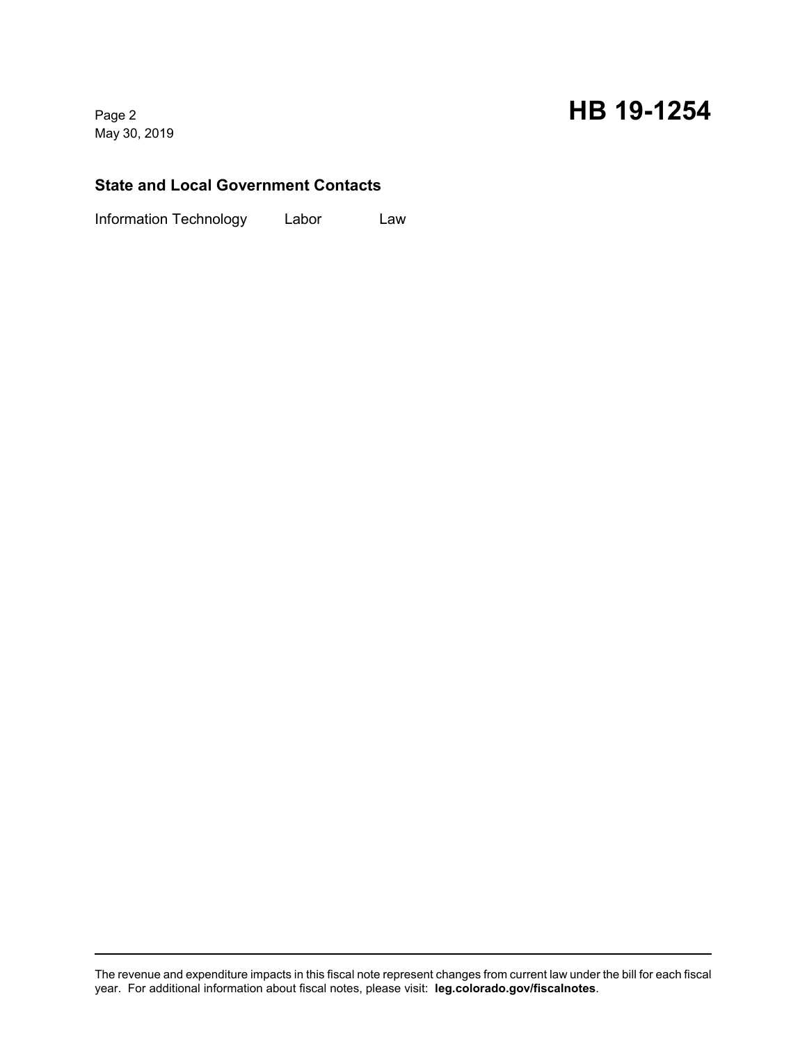## State and Local Government Contacts

Information Technology Labor Law

The revenue and expenditure impacts in this fiscal note represent changes from current law under the bill for each fiscal year. For additional information about fiscal notes, please visit: **leg.colorado.gov/fiscalnotes**.